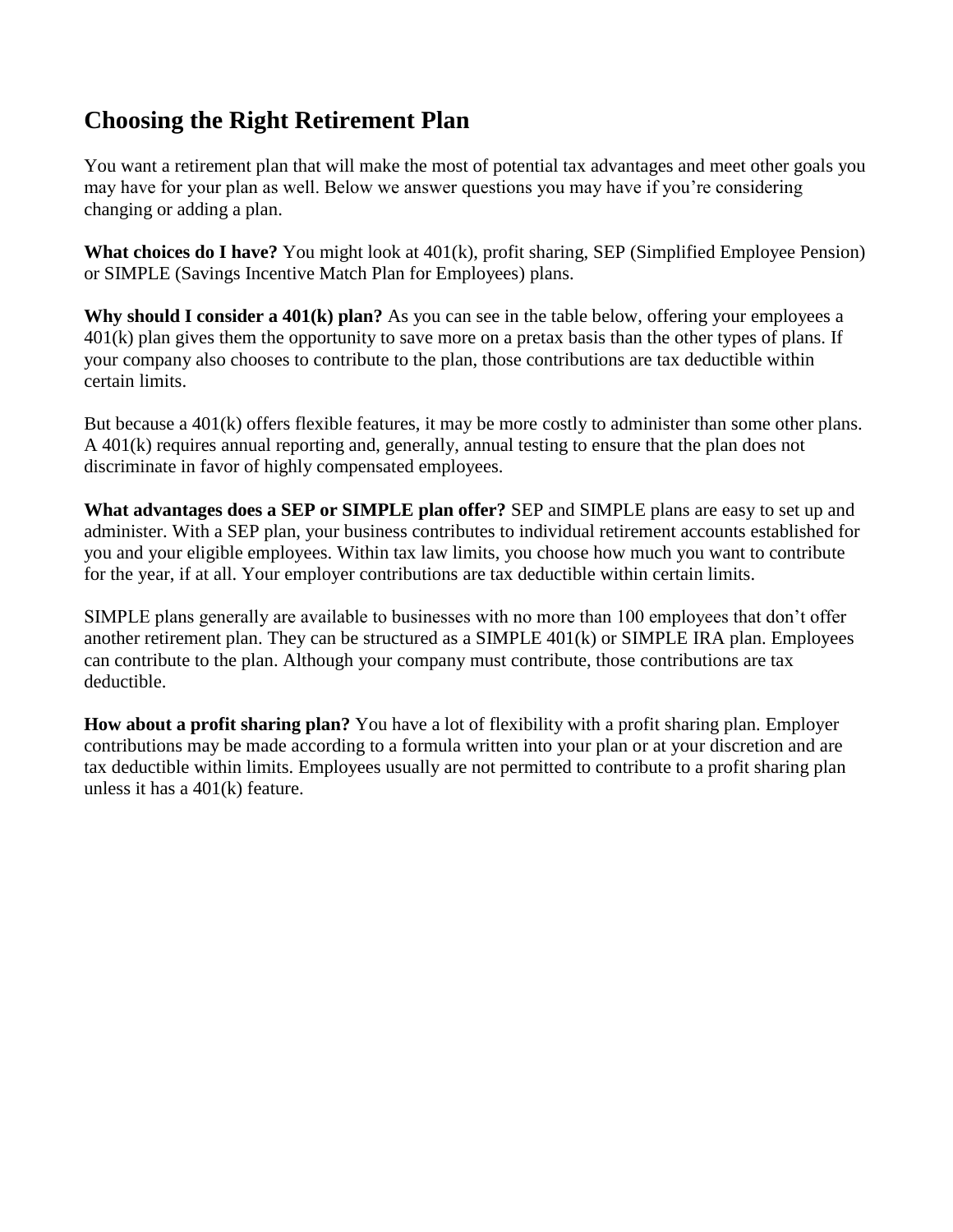# Choosing the Right Retirement Plan

You want a retirement plan that will make the most of potential tax advantages and meet other goals you may have for your plan as well. Below we answer questions you may have if you're considering changing or adding a plan.

**What choices do I have?** You might look at 401(k), profit sharing, SEP (Simplified Employee Pension) or SIMPLE (Savings Incentive Match Plan for Employees) plans.

**Why should I consider a 401(k) plan?** As you can see in the table below, offering your employees a 401(k) plan gives them the opportunity to save more on a pretax basis than the other types of plans. If your company also chooses to contribute to the plan, those contributions are tax deductible within certain limits.

But because a 401(k) offers flexible features, it may be more costly to administer than some other plans. A 401(k) requires annual reporting and, generally, annual testing to ensure that the plan does not discriminate in favor of highly compensated employees.

**What advantages does a SEP or SIMPLE plan offer?** SEP and SIMPLE plans are easy to set up and administer. With a SEP plan, your business contributes to individual retirement accounts established for you and your eligible employees. Within tax law limits, you choose how much you want to contribute for the year, if at all. Your employer contributions are tax deductible within certain limits.

SIMPLE plans generally are available to businesses with no more than 100 employees that don't offer another retirement plan. They can be structured as a SIMPLE 401(k) or SIMPLE IRA plan. Employees can contribute to the plan. Although your company must contribute, those contributions are tax deductible.

**How about a profit sharing plan?** You have a lot of flexibility with a profit sharing plan. Employer contributions may be made according to a formula written into your plan or at your discretion and are tax deductible within limits. Employees usually are not permitted to contribute to a profit sharing plan unless it has a 401(k) feature.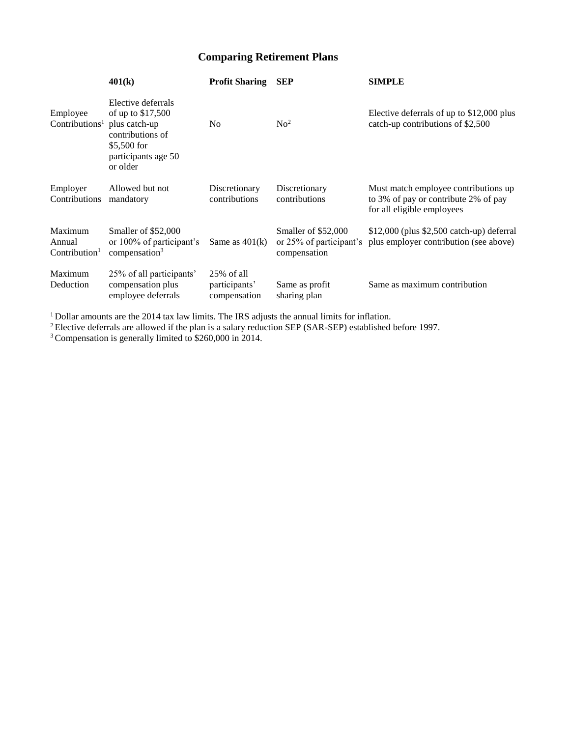# Comparing Retirement Plans

| | 401(k) | Profit Sharing | SEP | SIMPLE |
|---|---|---|---|---|
| Employee Contributions[1] | Elective deferrals of up to $17,500 plus catch-up contributions of $5,500 for participants age 50 or older | No | No[2] | Elective deferrals of up to $12,000 plus catch-up contributions of $2,500 |
| Employer Contributions | Allowed but not mandatory | Discretionary contributions | Discretionary contributions | Must match employee contributions up to 3% of pay or contribute 2% of pay for all eligible employees |
| Maximum Annual Contribution[1] | Smaller of $52,000 or 100% of participant's compensation[3] | Same as 401(k) | Smaller of $52,000 or 25% of participant's compensation | $12,000 (plus $2,500 catch-up) deferral plus employer contribution (see above) |
| Maximum Deduction | 25% of all participants' compensation plus employee deferrals | 25% of all participants' compensation | Same as profit sharing plan | Same as maximum contribution |

[1] Dollar amounts are the 2014 tax law limits. The IRS adjusts the annual limits for inflation.
[2] Elective deferrals are allowed if the plan is a salary reduction SEP (SAR-SEP) established before 1997.
[3] Compensation is generally limited to $260,000 in 2014.